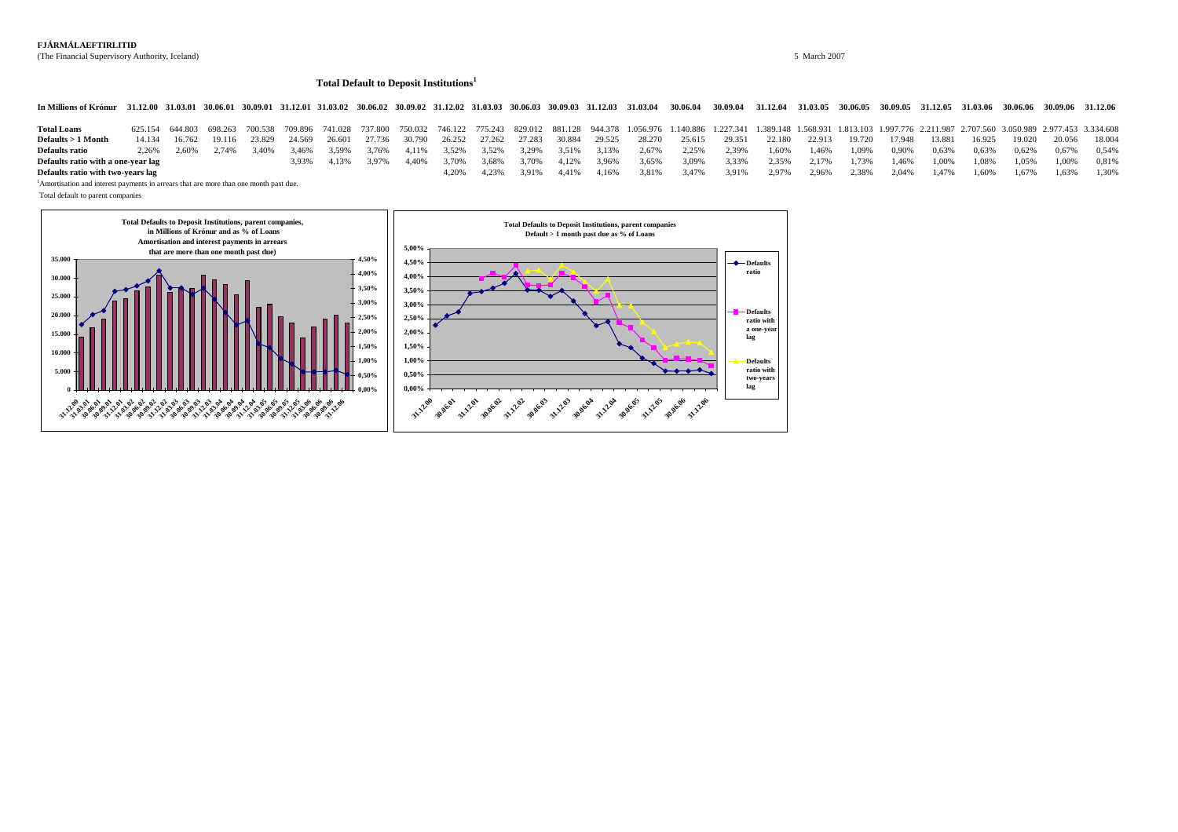**FJÁRMÁLAEFTIRLITIÐ**

(The Financial Supervisory Authority, Iceland)

5 March 2007

### Total Default to Deposit Institutions[1]

| In Millions of Krónur | 31.12.00 | 31.03.01 | 30.06.01 | 30.09.01 | 31.12.01 | 31.03.02 | 30.06.02 | 30.09.02 | 31.12.02 | 31.03.03 | 30.06.03 | 30.09.03 | 31.12.03 | 31.03.04 | 30.06.04 | 30.09.04 | 31.12.04 | 31.03.05 | 30.06.05 | 30.09.05 | 31.12.05 | 31.03.06 | 30.06.06 | 30.09.06 | 31.12.06 |
|---|---|---|---|---|---|---|---|---|---|---|---|---|---|---|---|---|---|---|---|---|---|---|---|---|---|
| **Total Loans** | 625.154 | 644.803 | 698.263 | 700.538 | 709.896 | 741.028 | 737.800 | 750.032 | 746.122 | 775.243 | 829.012 | 881.128 | 944.378 | 1.056.976 | 1.140.886 | 1.227.341 | 1.389.148 | 1.568.931 | 1.813.103 | 1.997.776 | 2.211.987 | 2.707.560 | 3.050.989 | 2.977.453 | 3.334.608 |
| **Defaults > 1 Month** | 14.134 | 16.762 | 19.116 | 23.829 | 24.569 | 26.601 | 27.736 | 30.790 | 26.252 | 27.262 | 27.283 | 30.884 | 29.525 | 28.270 | 25.615 | 29.351 | 22.180 | 22.913 | 19.720 | 17.948 | 13.881 | 16.925 | 19.020 | 20.056 | 18.004 |
| **Defaults ratio** | 2,26% | 2,60% | 2,74% | 3,40% | 3,46% | 3,59% | 3,76% | 4,11% | 3,52% | 3,52% | 3,29% | 3,51% | 3,13% | 2,67% | 2,25% | 2,39% | 1,60% | 1,46% | 1,09% | 0,90% | 0,63% | 0,63% | 0,62% | 0,67% | 0,54% |
| **Defaults ratio with a one-year lag** | | | | | 3,93% | 4,13% | 3,97% | 4,40% | 3,70% | 3,68% | 3,70% | 4,12% | 3,96% | 3,65% | 3,09% | 3,33% | 2,35% | 2,17% | 1,73% | 1,46% | 1,00% | 1,08% | 1,05% | 1,00% | 0,81% |
| **Defaults ratio with two-years lag** | | | | | | | | | 4,20% | 4,23% | 3,91% | 4,41% | 4,16% | 3,81% | 3,47% | 3,91% | 2,97% | 2,96% | 2,38% | 2,04% | 1,47% | 1,60% | 1,67% | 1,63% | 1,30% |

[1]Amortisation and interest payments in arrears that are more than one month past due.

Total default to parent companies

**Total Defaults to Deposit Institutions, parent companies, in Millions of Krónur and as % of Loans Amortisation and interest payments in arrears that are more than one month past due)**

**Total Defaults to Deposit Institutions, parent companies Default > 1 month past due as % of Loans**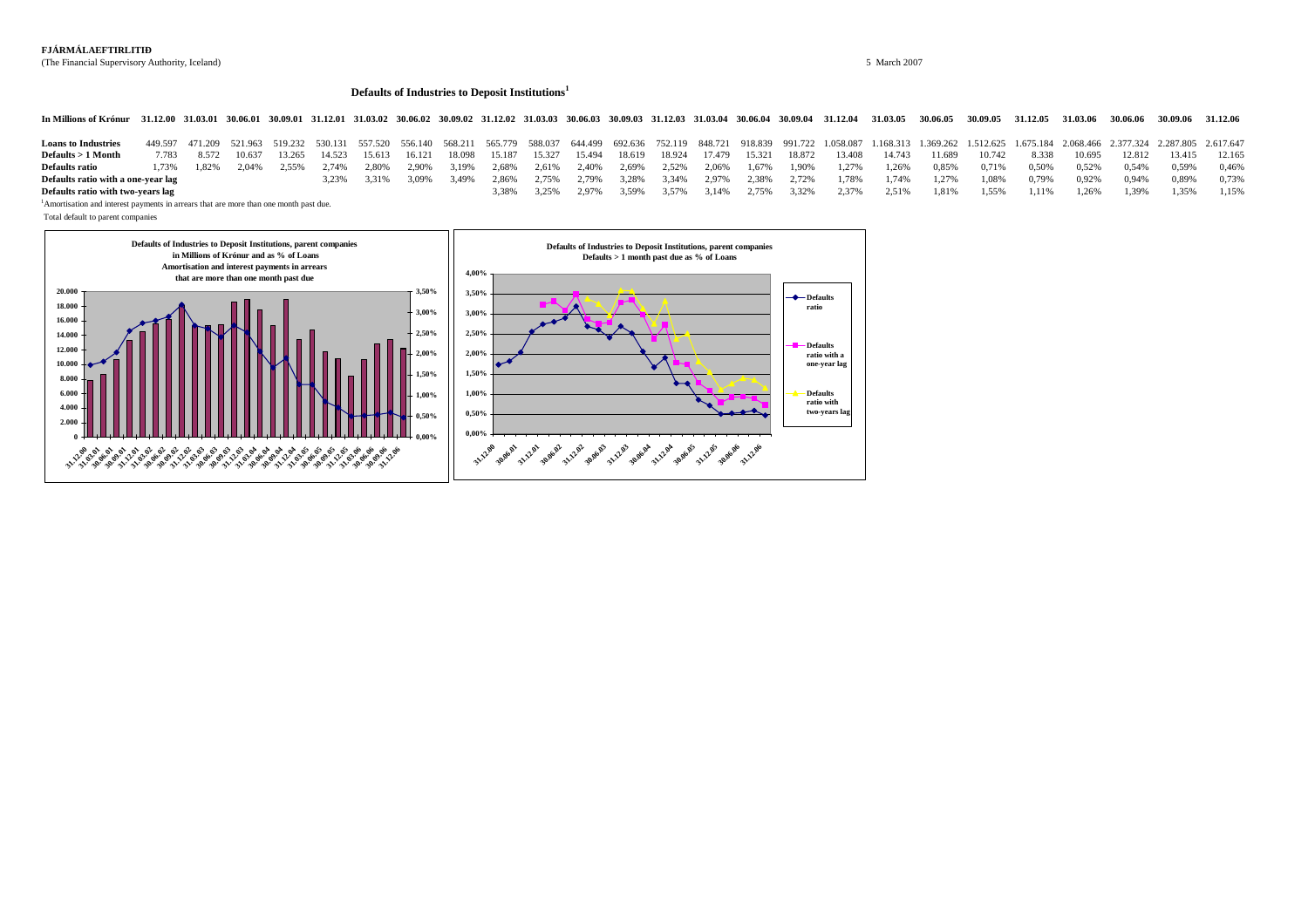**FJÁRMÁLAEFTIRLITIÐ**

(The Financial Supervisory Authority, Iceland)

5 March 2007

## Defaults of Industries to Deposit Institutions[1]

| In Millions of Krónur | 31.12.00 | 31.03.01 | 30.06.01 | 30.09.01 | 31.12.01 | 31.03.02 | 30.06.02 | 30.09.02 | 31.12.02 | 31.03.03 | 30.06.03 | 30.09.03 | 31.12.03 | 31.03.04 | 30.06.04 | 30.09.04 | 31.12.04 | 31.03.05 | 30.06.05 | 30.09.05 | 31.12.05 | 31.03.06 | 30.06.06 | 30.09.06 | 31.12.06 |
|---|---|---|---|---|---|---|---|---|---|---|---|---|---|---|---|---|---|---|---|---|---|---|---|---|---|
| **Loans to Industries** | 449.597 | 471.209 | 521.963 | 519.232 | 530.131 | 557.520 | 556.140 | 568.211 | 565.779 | 588.037 | 644.499 | 692.636 | 752.119 | 848.721 | 918.839 | 991.722 | 1.058.087 | 1.168.313 | 1.369.262 | 1.512.625 | 1.675.184 | 2.068.466 | 2.377.324 | 2.287.805 | 2.617.647 |
| **Defaults > 1 Month** | 7.783 | 8.572 | 10.637 | 13.265 | 14.523 | 15.613 | 16.121 | 18.098 | 15.187 | 15.327 | 15.494 | 18.619 | 18.924 | 17.479 | 15.321 | 18.872 | 13.408 | 14.743 | 11.689 | 10.742 | 8.338 | 10.695 | 12.812 | 13.415 | 12.165 |
| **Defaults ratio** | 1,73% | 1,82% | 2,04% | 2,55% | 2,74% | 2,80% | 2,90% | 3,19% | 2,68% | 2,61% | 2,40% | 2,69% | 2,52% | 2,06% | 1,67% | 1,90% | 1,27% | 1,26% | 0,85% | 0,71% | 0,50% | 0,52% | 0,54% | 0,59% | 0,46% |
| **Defaults ratio with a one-year lag** | | | | | 3,23% | 3,31% | 3,09% | 3,49% | 2,86% | 2,75% | 2,79% | 3,28% | 3,34% | 2,97% | 2,38% | 2,72% | 1,78% | 1,74% | 1,27% | 1,08% | 0,79% | 0,92% | 0,94% | 0,89% | 0,73% |
| **Defaults ratio with two-years lag** | | | | | | | | | 3,38% | 3,25% | 2,97% | 3,59% | 3,57% | 3,14% | 2,75% | 3,32% | 2,37% | 2,51% | 1,81% | 1,55% | 1,11% | 1,26% | 1,39% | 1,35% | 1,15% |

[1]Amortisation and interest payments in arrears that are more than one month past due.

Total default to parent companies

**Defaults of Industries to Deposit Institutions, parent companies in Millions of Krónur and as % of Loans Amortisation and interest payments in arrears that are more than one month past due**

**Defaults of Industries to Deposit Institutions, parent companies Defaults > 1 month past due as % of Loans**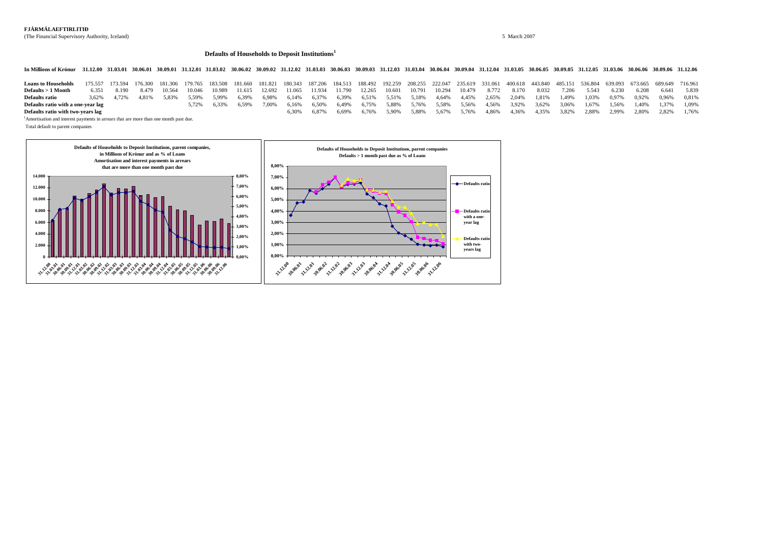**FJÁRMÁLAEFTIRLITIÐ**
(The Financial Supervisory Authority, Iceland)

5 March 2007

### Defaults of Households to Deposit Institutions[1]

| In Millions of Krónur | 31.12.00 | 31.03.01 | 30.06.01 | 30.09.01 | 31.12.01 | 31.03.02 | 30.06.02 | 30.09.02 | 31.12.02 | 31.03.03 | 30.06.03 | 30.09.03 | 31.12.03 | 31.03.04 | 30.06.04 | 30.09.04 | 31.12.04 | 31.03.05 | 30.06.05 | 30.09.05 | 31.12.05 | 31.03.06 | 30.06.06 | 30.09.06 | 31.12.06 |
|---|---|---|---|---|---|---|---|---|---|---|---|---|---|---|---|---|---|---|---|---|---|---|---|---|---|
| **Loans to Households** | 175.557 | 173.594 | 176.300 | 181.306 | 179.765 | 183.508 | 181.660 | 181.821 | 180.343 | 187.206 | 184.513 | 188.492 | 192.259 | 208.255 | 222.047 | 235.619 | 331.061 | 400.618 | 443.840 | 485.151 | 536.804 | 639.093 | 673.665 | 689.649 | 716.961 |
| **Defaults > 1 Month** | 6.351 | 8.190 | 8.479 | 10.564 | 10.046 | 10.989 | 11.615 | 12.692 | 11.065 | 11.934 | 11.790 | 12.265 | 10.601 | 10.791 | 10.294 | 10.479 | 8.772 | 8.170 | 8.032 | 7.206 | 5.543 | 6.230 | 6.208 | 6.641 | 5.839 |
| **Defaults ratio** | 3,62% | 4,72% | 4,81% | 5,83% | 5,59% | 5,99% | 6,39% | 6,98% | 6,14% | 6,37% | 6,39% | 6,51% | 5,51% | 5,18% | 4,64% | 4,45% | 2,65% | 2,04% | 1,81% | 1,49% | 1,03% | 0,97% | 0,92% | 0,96% | 0,81% |
| **Defaults ratio with a one-year lag** | | | | | 5,72% | 6,33% | 6,59% | 7,00% | 6,16% | 6,50% | 6,49% | 6,75% | 5,88% | 5,76% | 5,58% | 5,56% | 4,56% | 3,92% | 3,62% | 3,06% | 1,67% | 1,56% | 1,40% | 1,37% | 1,09% |
| **Defaults ratio with two-years lag** | | | | | | | | | 6,30% | 6,87% | 6,69% | 6,76% | 5,90% | 5,88% | 5,67% | 5,76% | 4,86% | 4,36% | 4,35% | 3,82% | 2,88% | 2,99% | 2,80% | 2,82% | 1,76% |

[1]Amortisation and interest payments in arrears that are more than one month past due.

Total default to parent companies

**Defaults of Households to Deposit Institutions, parent companies, in Millions of Krónur and as % of Loans Amortisation and interest payments in arrears that are more than one month past due**

**Defaults of Households to Deposit Institutions, parent companies Defaults > 1 month past due as % of Loans**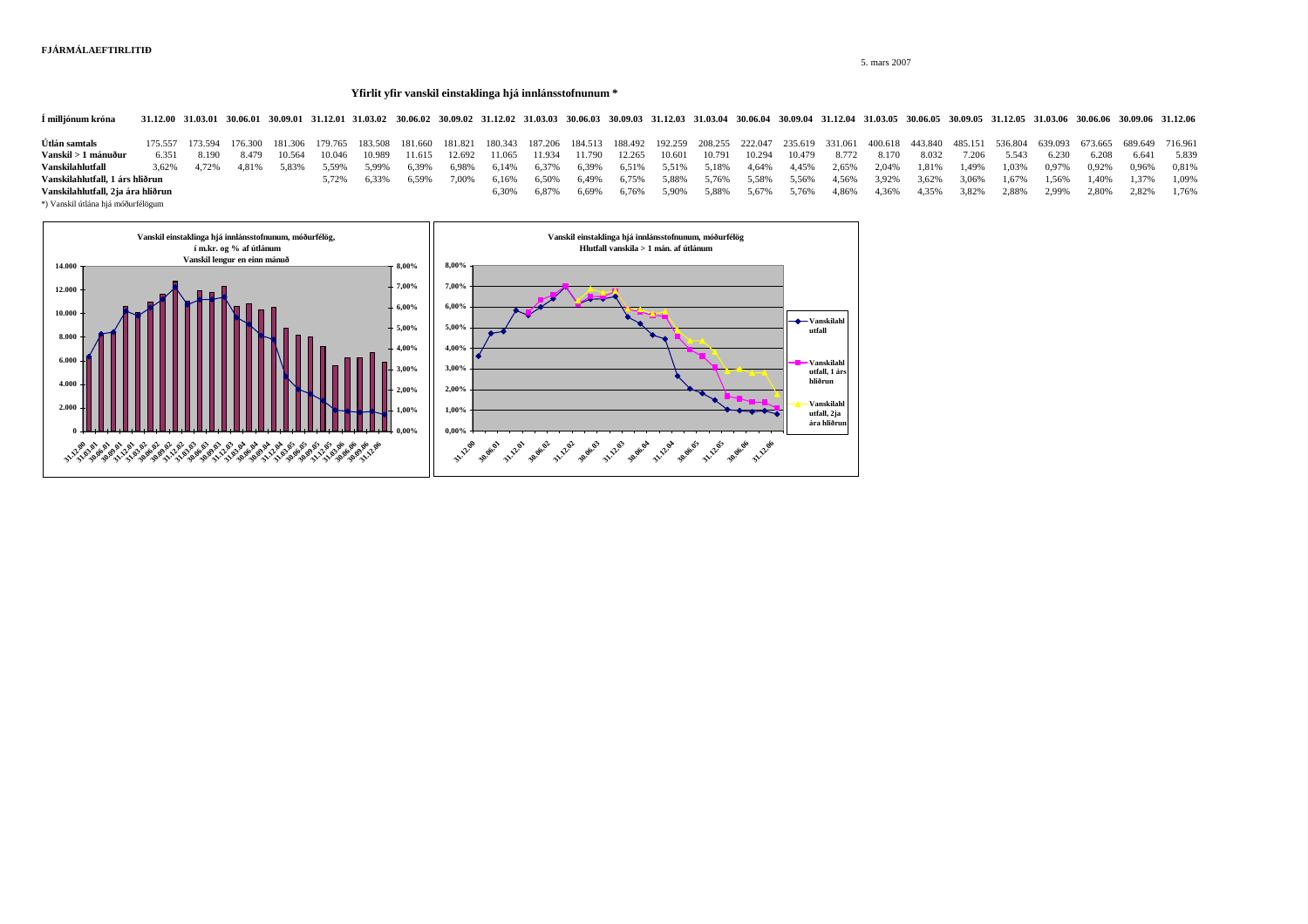**FJÁRMÁLAEFTIRLITIÐ**

5. mars 2007

### Yfirlit yfir vanskil einstaklinga hjá innlánsstofnunum *

| Í milljónum króna | 31.12.00 | 31.03.01 | 30.06.01 | 30.09.01 | 31.12.01 | 31.03.02 | 30.06.02 | 30.09.02 | 31.12.02 | 31.03.03 | 30.06.03 | 30.09.03 | 31.12.03 | 31.03.04 | 30.06.04 | 30.09.04 | 31.12.04 | 31.03.05 | 30.06.05 | 30.09.05 | 31.12.05 | 31.03.06 | 30.06.06 | 30.09.06 | 31.12.06 |
|---|---|---|---|---|---|---|---|---|---|---|---|---|---|---|---|---|---|---|---|---|---|---|---|---|---|
| **Útlán samtals** | 175.557 | 173.594 | 176.300 | 181.306 | 179.765 | 183.508 | 181.660 | 181.821 | 180.343 | 187.206 | 184.513 | 188.492 | 192.259 | 208.255 | 222.047 | 235.619 | 331.061 | 400.618 | 443.840 | 485.151 | 536.804 | 639.093 | 673.665 | 689.649 | 716.961 |
| **Vanskil > 1 mánuður** | 6.351 | 8.190 | 8.479 | 10.564 | 10.046 | 10.989 | 11.615 | 12.692 | 11.065 | 11.934 | 11.790 | 12.265 | 10.601 | 10.791 | 10.294 | 10.479 | 8.772 | 8.170 | 8.032 | 7.206 | 5.543 | 6.230 | 6.208 | 6.641 | 5.839 |
| **Vanskilahlutfall** | 3,62% | 4,72% | 4,81% | 5,83% | 5,59% | 5,99% | 6,39% | 6,98% | 6,14% | 6,37% | 6,39% | 6,51% | 5,51% | 5,18% | 4,64% | 4,45% | 2,65% | 2,04% | 1,81% | 1,49% | 1,03% | 0,97% | 0,92% | 0,96% | 0,81% |
| **Vanskilahlutfall, 1 árs hliðrun** | | | | | 5,72% | 6,33% | 6,59% | 7,00% | 6,16% | 6,50% | 6,49% | 6,75% | 5,88% | 5,76% | 5,58% | 5,56% | 4,56% | 3,92% | 3,62% | 3,06% | 1,67% | 1,56% | 1,40% | 1,37% | 1,09% |
| **Vanskilahlutfall, 2ja ára hliðrun** | | | | | | | | | 6,30% | 6,87% | 6,69% | 6,76% | 5,90% | 5,88% | 5,67% | 5,76% | 4,86% | 4,36% | 4,35% | 3,82% | 2,88% | 2,99% | 2,80% | 2,82% | 1,76% |

*) Vanskil útlána hjá móðurfélögum

**Vanskil einstaklinga hjá innlánsstofnunum, móðurfélög, í m.kr. og % af útlánum**
**Vanskil lengur en einn mánuð**

**Vanskil einstaklinga hjá innlánsstofnunum, móðurfélög**
**Hlutfall vanskila > 1 mán. af útlánum**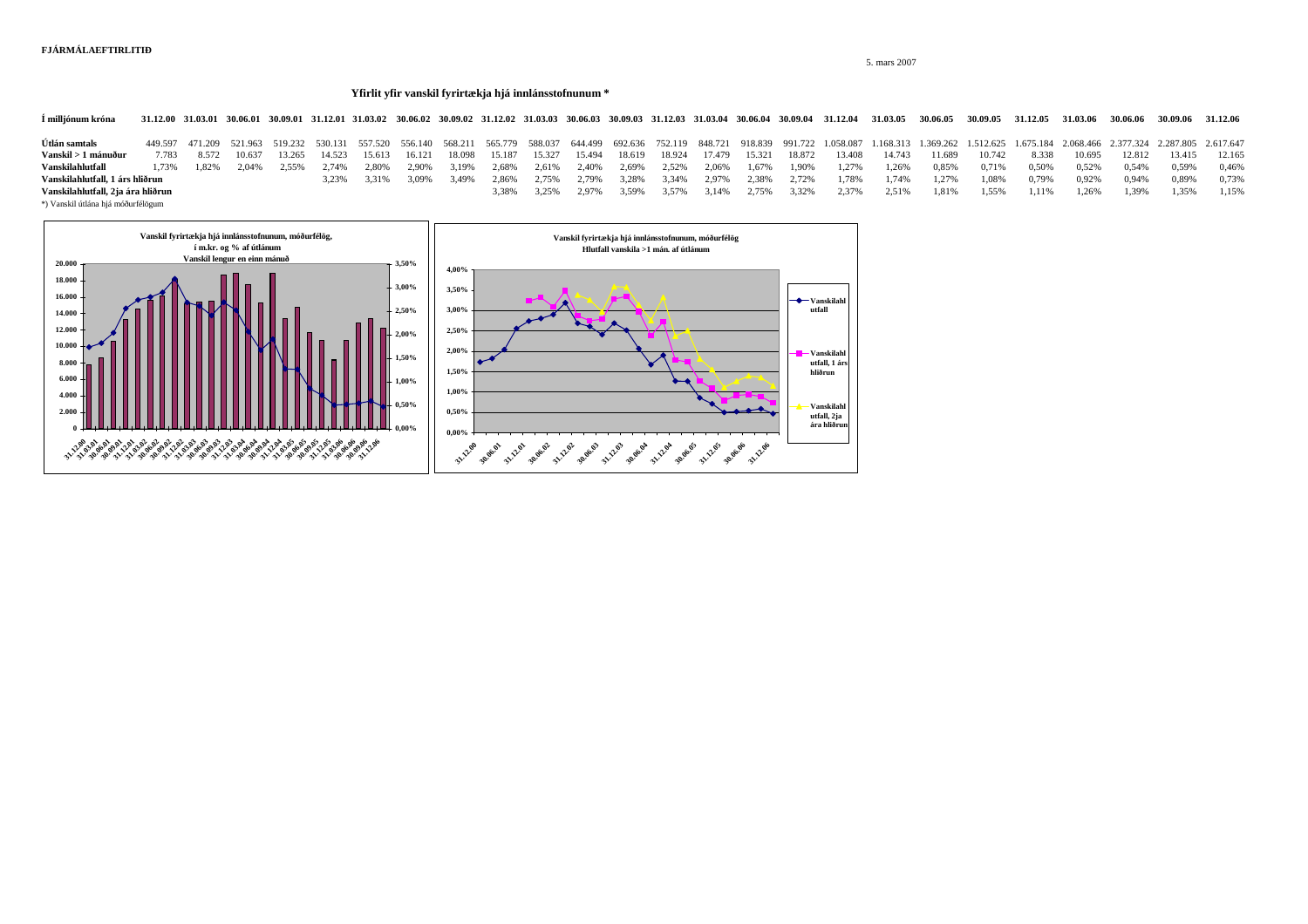**FJÁRMÁLAEFTIRLITIÐ**

5. mars 2007

### Yfirlit yfir vanskil fyrirtækja hjá innlánsstofnunum *

| Í milljónum króna | 31.12.00 | 31.03.01 | 30.06.01 | 30.09.01 | 31.12.01 | 31.03.02 | 30.06.02 | 30.09.02 | 31.12.02 | 31.03.03 | 30.06.03 | 30.09.03 | 31.12.03 | 31.03.04 | 30.06.04 | 30.09.04 | 31.12.04 | 31.03.05 | 30.06.05 | 30.09.05 | 31.12.05 | 31.03.06 | 30.06.06 | 30.09.06 | 31.12.06 |
|---|---|---|---|---|---|---|---|---|---|---|---|---|---|---|---|---|---|---|---|---|---|---|---|---|---|
| **Útlán samtals** | 449.597 | 471.209 | 521.963 | 519.232 | 530.131 | 557.520 | 556.140 | 568.211 | 565.779 | 588.037 | 644.499 | 692.636 | 752.119 | 848.721 | 918.839 | 991.722 | 1.058.087 | 1.168.313 | 1.369.262 | 1.512.625 | 1.675.184 | 2.068.466 | 2.377.324 | 2.287.805 | 2.617.647 |
| **Vanskil > 1 mánuður** | 7.783 | 8.572 | 10.637 | 13.265 | 14.523 | 15.613 | 16.121 | 18.098 | 15.187 | 15.327 | 15.494 | 18.619 | 18.924 | 17.479 | 15.321 | 18.872 | 13.408 | 14.743 | 11.689 | 10.742 | 8.338 | 10.695 | 12.812 | 13.415 | 12.165 |
| **Vanskilahlutfall** | 1,73% | 1,82% | 2,04% | 2,55% | 2,74% | 2,80% | 2,90% | 3,19% | 2,68% | 2,61% | 2,40% | 2,69% | 2,52% | 2,06% | 1,67% | 1,90% | 1,27% | 1,26% | 0,85% | 0,71% | 0,50% | 0,52% | 0,54% | 0,59% | 0,46% |
| **Vanskilahlutfall, 1 árs hliðrun** | | | | | 3,23% | 3,31% | 3,09% | 3,49% | 2,86% | 2,75% | 2,79% | 3,28% | 3,34% | 2,97% | 2,38% | 2,72% | 1,78% | 1,74% | 1,27% | 1,08% | 0,79% | 0,92% | 0,94% | 0,89% | 0,73% |
| **Vanskilahlutfall, 2ja ára hliðrun** | | | | | | | | | 3,38% | 3,25% | 2,97% | 3,59% | 3,57% | 3,14% | 2,75% | 3,32% | 2,37% | 2,51% | 1,81% | 1,55% | 1,11% | 1,26% | 1,39% | 1,35% | 1,15% |

*) Vanskil útlána hjá móðurfélögum

**Vanskil fyrirtækja hjá innlánsstofnunum, móðurfélög, í m.kr. og % af útlánum**
**Vanskil lengur en einn mánuð**

**Vanskil fyrirtækja hjá innlánsstofnunum, móðurfélög**
**Hlutfall vanskila >1 mán. af útlánum**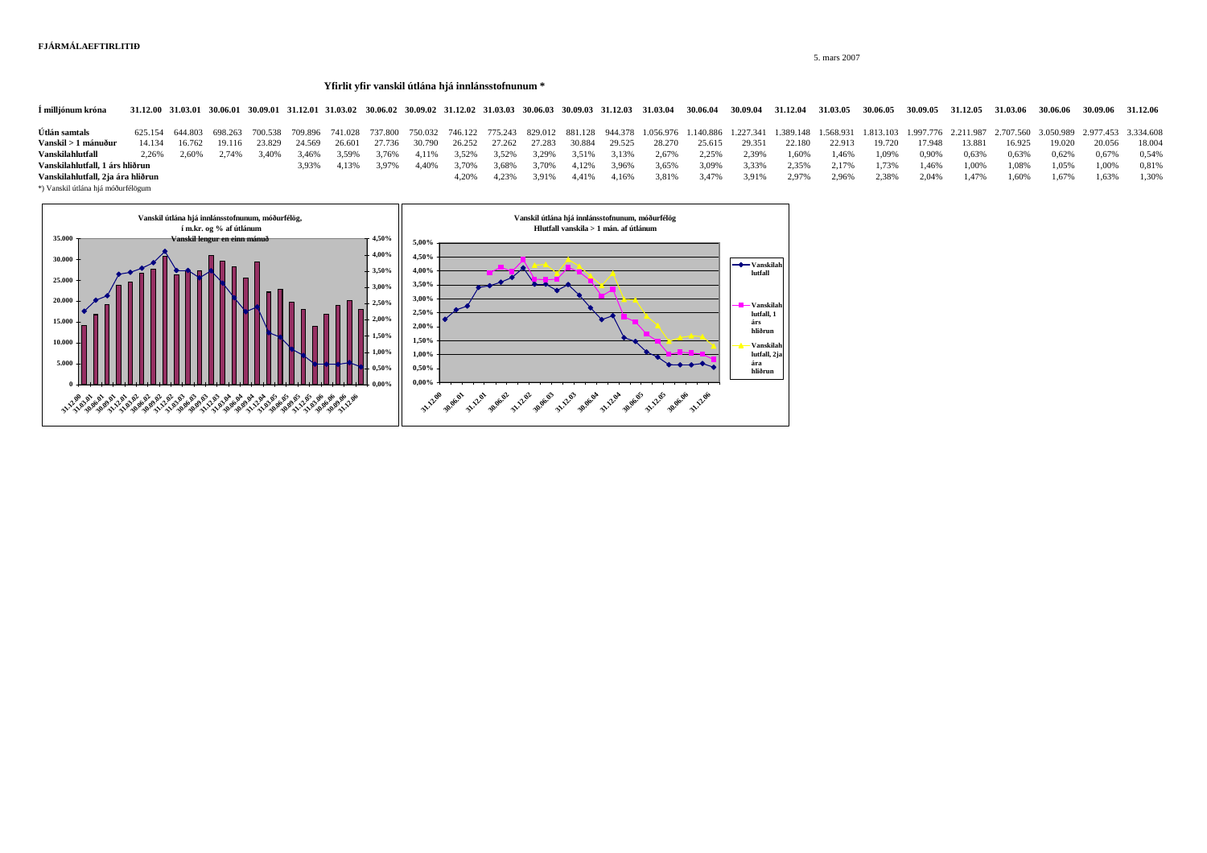**FJÁRMÁLAEFTIRLITIÐ**

5. mars 2007

### Yfirlit yfir vanskil útlána hjá innlánsstofnunum *

| Í milljónum króna | 31.12.00 | 31.03.01 | 30.06.01 | 30.09.01 | 31.12.01 | 31.03.02 | 30.06.02 | 30.09.02 | 31.12.02 | 31.03.03 | 30.06.03 | 30.09.03 | 31.12.03 | 31.03.04 | 30.06.04 | 30.09.04 | 31.12.04 | 31.03.05 | 30.06.05 | 30.09.05 | 31.12.05 | 31.03.06 | 30.06.06 | 30.09.06 | 31.12.06 |
|---|---|---|---|---|---|---|---|---|---|---|---|---|---|---|---|---|---|---|---|---|---|---|---|---|---|
| **Útlán samtals** | 625.154 | 644.803 | 698.263 | 700.538 | 709.896 | 741.028 | 737.800 | 750.032 | 746.122 | 775.243 | 829.012 | 881.128 | 944.378 | 1.056.976 | 1.140.886 | 1.227.341 | 1.389.148 | 1.568.931 | 1.813.103 | 1.997.776 | 2.211.987 | 2.707.560 | 3.050.989 | 2.977.453 | 3.334.608 |
| **Vanskil > 1 mánuður** | 14.134 | 16.762 | 19.116 | 23.829 | 24.569 | 26.601 | 27.736 | 30.790 | 26.252 | 27.262 | 27.283 | 30.884 | 29.525 | 28.270 | 25.615 | 29.351 | 22.180 | 22.913 | 19.720 | 17.948 | 13.881 | 16.925 | 19.020 | 20.056 | 18.004 |
| **Vanskilahlutfall** | 2,26% | 2,60% | 2,74% | 3,40% | 3,46% | 3,59% | 3,76% | 4,11% | 3,52% | 3,52% | 3,29% | 3,51% | 3,13% | 2,67% | 2,25% | 2,39% | 1,60% | 1,46% | 1,09% | 0,90% | 0,63% | 0,63% | 0,62% | 0,67% | 0,54% |
| **Vanskilahlutfall, 1 árs hliðrun** | | | | | 3,93% | 4,13% | 3,97% | 4,40% | 3,70% | 3,68% | 3,70% | 4,12% | 3,96% | 3,65% | 3,09% | 3,33% | 2,35% | 2,17% | 1,73% | 1,46% | 1,00% | 1,08% | 1,05% | 1,00% | 0,81% |
| **Vanskilahlutfall, 2ja ára hliðrun** | | | | | | | | | 4,20% | 4,23% | 3,91% | 4,41% | 4,16% | 3,81% | 3,47% | 3,91% | 2,97% | 2,96% | 2,38% | 2,04% | 1,47% | 1,60% | 1,67% | 1,63% | 1,30% |

*) Vanskil útlána hjá móðurfélögum

Vanskil útlána hjá innlánsstofnunum, móðurfélög,
í m.kr. og % af útlánum
Vanskil lengur en einn mánuð

Vanskil útlána hjá innlánsstofnunum, móðurfélög
Hlutfall vanskila > 1 mán. af útlánum

Vanskilahlutfall
Vanskilahlutfall, 1 árs hliðrun
Vanskilahlutfall, 2ja ára hliðrun